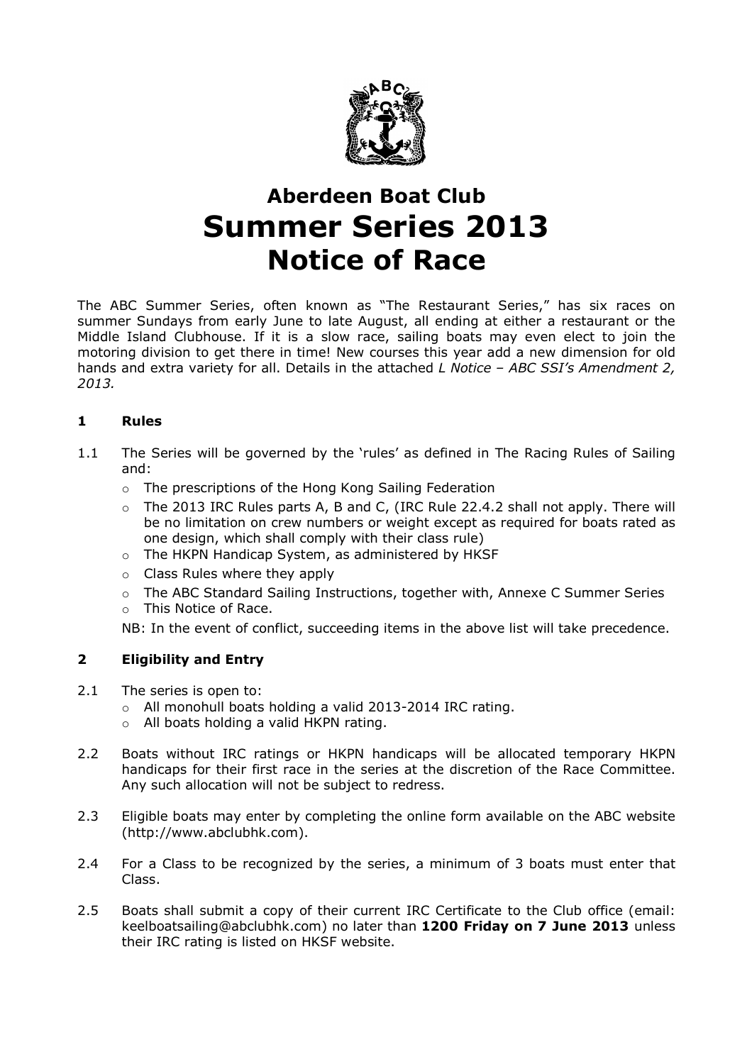# Aberdeen Boat Club
# Summer Series 2013
# Notice of Race

The ABC Summer Series, often known as "The Restaurant Series," has six races on summer Sundays from early June to late August, all ending at either a restaurant or the Middle Island Clubhouse. If it is a slow race, sailing boats may even elect to join the motoring division to get there in time! New courses this year add a new dimension for old hands and extra variety for all. Details in the attached *L Notice – ABC SSI's Amendment 2, 2013.*

## 1 Rules

1.1 The Series will be governed by the 'rules' as defined in The Racing Rules of Sailing and:

- The prescriptions of the Hong Kong Sailing Federation
- The 2013 IRC Rules parts A, B and C, (IRC Rule 22.4.2 shall not apply. There will be no limitation on crew numbers or weight except as required for boats rated as one design, which shall comply with their class rule)
- The HKPN Handicap System, as administered by HKSF
- Class Rules where they apply
- The ABC Standard Sailing Instructions, together with, Annexe C Summer Series
- This Notice of Race.

NB: In the event of conflict, succeeding items in the above list will take precedence.

## 2 Eligibility and Entry

2.1 The series is open to:

- All monohull boats holding a valid 2013-2014 IRC rating.
- All boats holding a valid HKPN rating.

2.2 Boats without IRC ratings or HKPN handicaps will be allocated temporary HKPN handicaps for their first race in the series at the discretion of the Race Committee. Any such allocation will not be subject to redress.

2.3 Eligible boats may enter by completing the online form available on the ABC website (http://www.abclubhk.com).

2.4 For a Class to be recognized by the series, a minimum of 3 boats must enter that Class.

2.5 Boats shall submit a copy of their current IRC Certificate to the Club office (email: keelboatsailing@abclubhk.com) no later than **1200 Friday on 7 June 2013** unless their IRC rating is listed on HKSF website.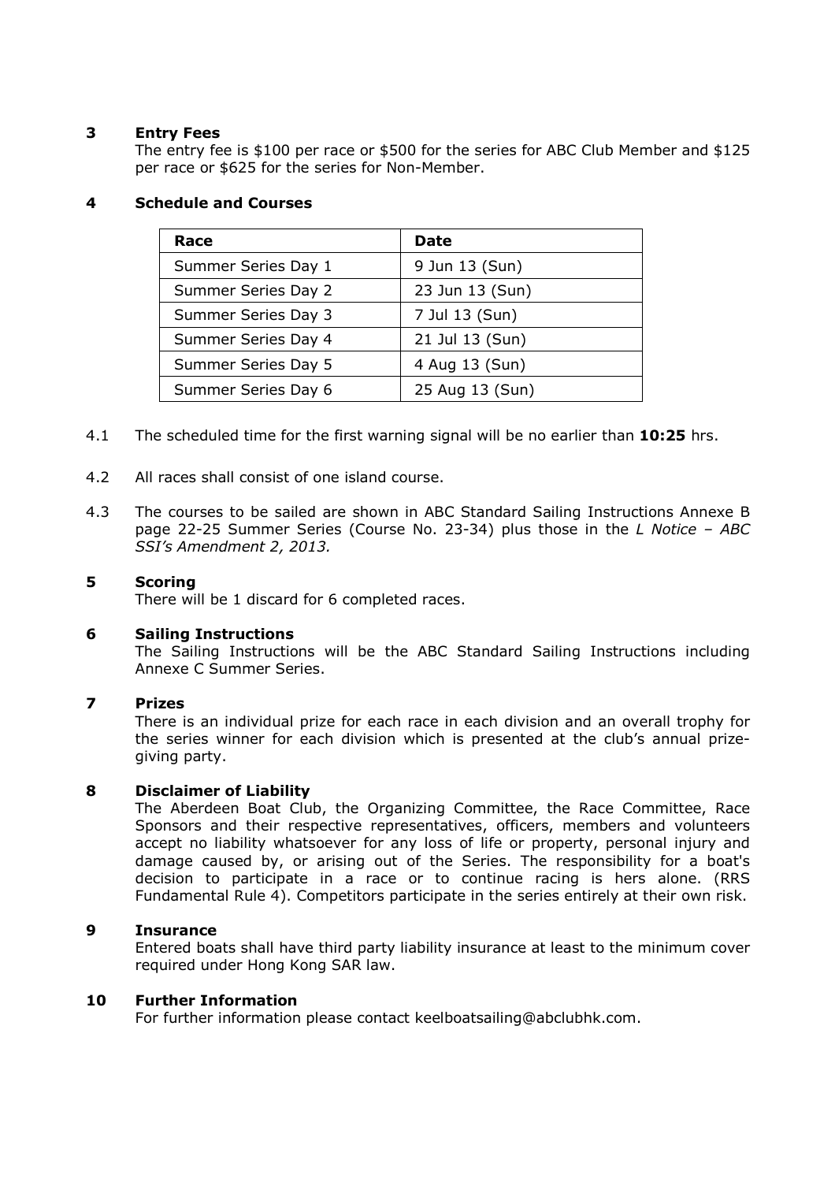## 3 Entry Fees

The entry fee is $100 per race or $500 for the series for ABC Club Member and $125 per race or $625 for the series for Non-Member.

## 4 Schedule and Courses

| Race | Date |
|---|---|
| Summer Series Day 1 | 9 Jun 13 (Sun) |
| Summer Series Day 2 | 23 Jun 13 (Sun) |
| Summer Series Day 3 | 7 Jul 13 (Sun) |
| Summer Series Day 4 | 21 Jul 13 (Sun) |
| Summer Series Day 5 | 4 Aug 13 (Sun) |
| Summer Series Day 6 | 25 Aug 13 (Sun) |

4.1 The scheduled time for the first warning signal will be no earlier than **10:25** hrs.

4.2 All races shall consist of one island course.

4.3 The courses to be sailed are shown in ABC Standard Sailing Instructions Annexe B page 22-25 Summer Series (Course No. 23-34) plus those in the *L Notice – ABC SSI's Amendment 2, 2013.*

## 5 Scoring

There will be 1 discard for 6 completed races.

## 6 Sailing Instructions

The Sailing Instructions will be the ABC Standard Sailing Instructions including Annexe C Summer Series.

## 7 Prizes

There is an individual prize for each race in each division and an overall trophy for the series winner for each division which is presented at the club's annual prize-giving party.

## 8 Disclaimer of Liability

The Aberdeen Boat Club, the Organizing Committee, the Race Committee, Race Sponsors and their respective representatives, officers, members and volunteers accept no liability whatsoever for any loss of life or property, personal injury and damage caused by, or arising out of the Series. The responsibility for a boat's decision to participate in a race or to continue racing is hers alone. (RRS Fundamental Rule 4). Competitors participate in the series entirely at their own risk.

## 9 Insurance

Entered boats shall have third party liability insurance at least to the minimum cover required under Hong Kong SAR law.

## 10 Further Information

For further information please contact keelboatsailing@abclubhk.com.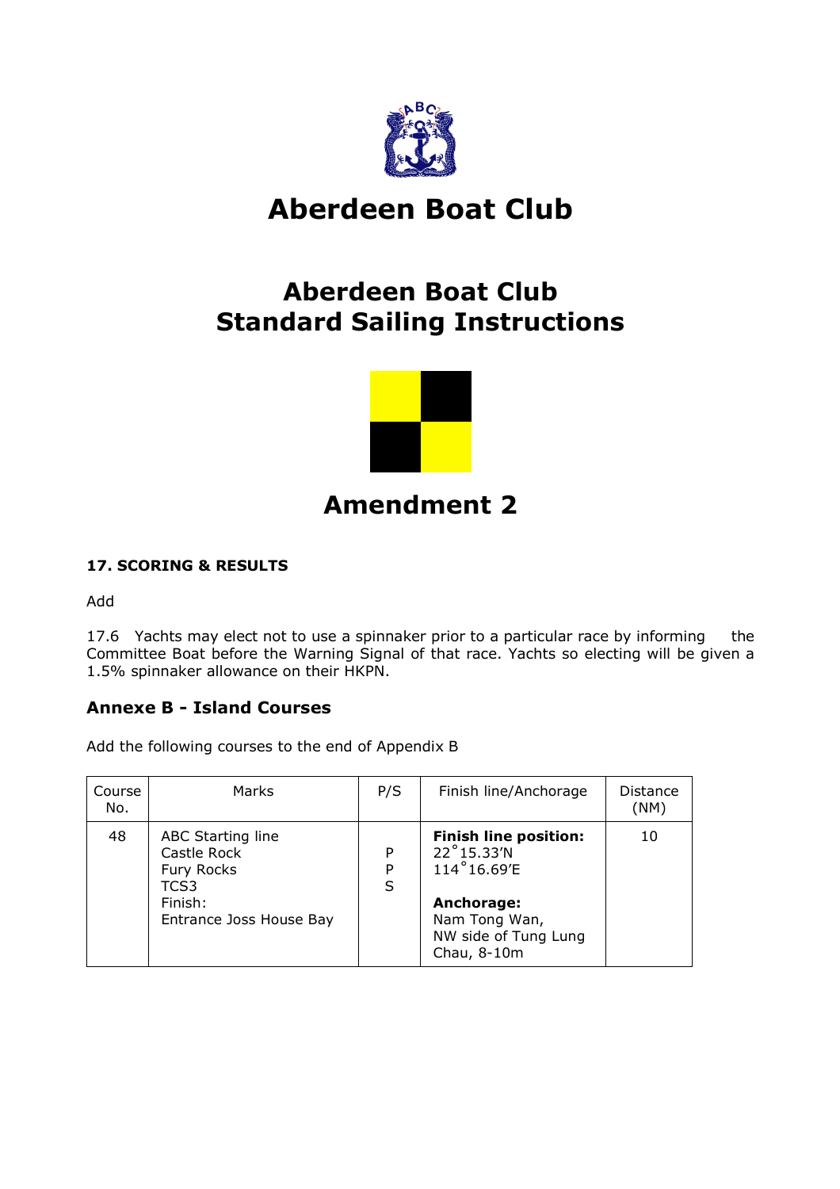# Aberdeen Boat Club

# Aberdeen Boat Club
# Standard Sailing Instructions

# Amendment 2

### 17. SCORING & RESULTS

Add

17.6 Yachts may elect not to use a spinnaker prior to a particular race by informing the Committee Boat before the Warning Signal of that race. Yachts so electing will be given a 1.5% spinnaker allowance on their HKPN.

## Annexe B - Island Courses

Add the following courses to the end of Appendix B

| Course No. | Marks | P/S | Finish line/Anchorage | Distance (NM) |
| --- | --- | --- | --- | --- |
| 48 | ABC Starting line<br>Castle Rock<br>Fury Rocks<br>TCS3<br>Finish:<br>Entrance Joss House Bay | <br>P<br>P<br>S | **Finish line position:**<br>22°15.33'N<br>114°16.69'E<br><br>**Anchorage:**<br>Nam Tong Wan,<br>NW side of Tung Lung Chau, 8-10m | 10 |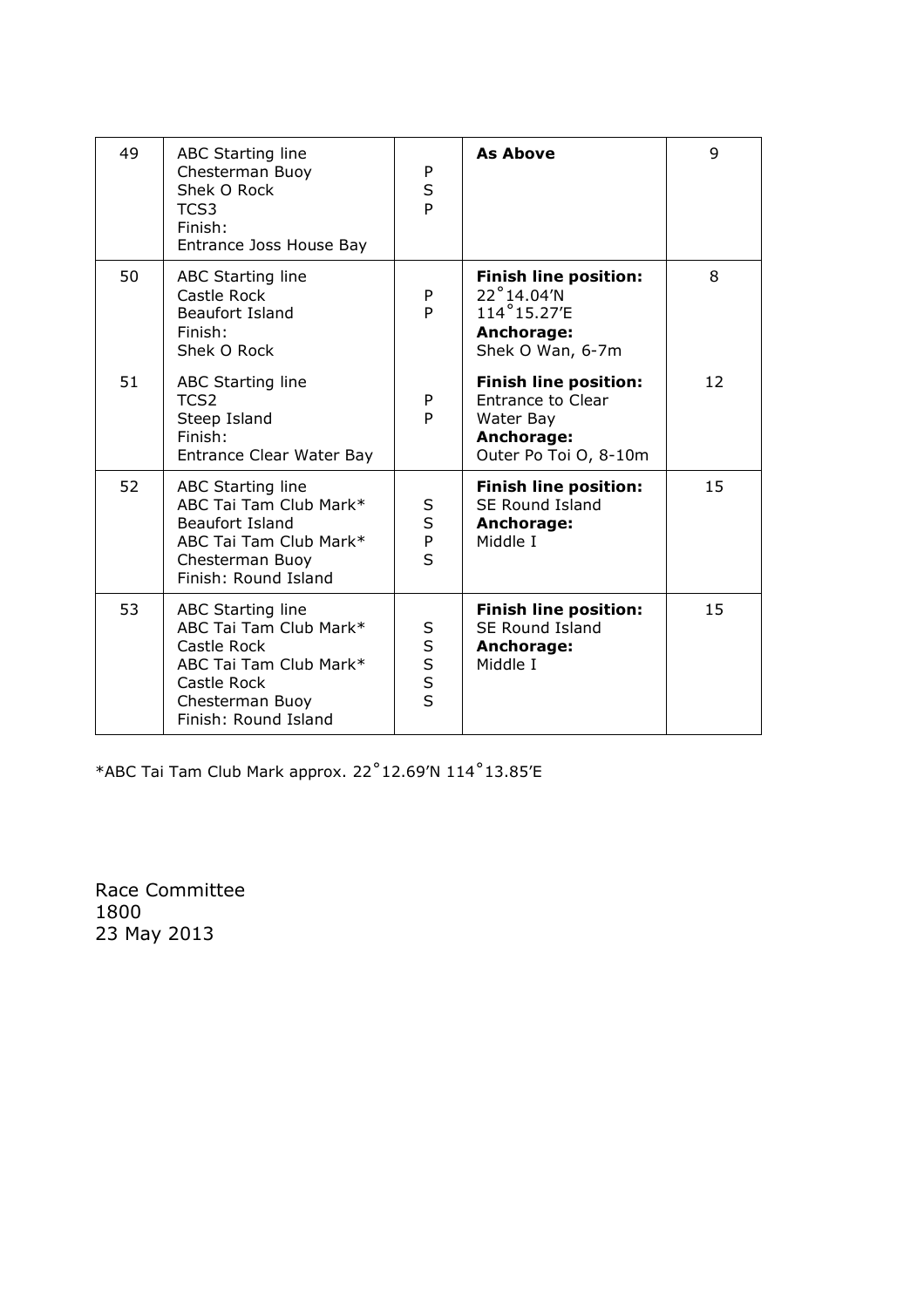| | | | | |
|---|---|---|---|---|
| 49 | ABC Starting line<br>Chesterman Buoy<br>Shek O Rock<br>TCS3<br>Finish:<br>Entrance Joss House Bay | P<br>S<br>P | **As Above** | 9 |
| 50 | ABC Starting line<br>Castle Rock<br>Beaufort Island<br>Finish:<br>Shek O Rock | P<br>P | **Finish line position:**<br>22˚14.04′N<br>114˚15.27′E<br>**Anchorage:**<br>Shek O Wan, 6-7m | 8 |
| 51 | ABC Starting line<br>TCS2<br>Steep Island<br>Finish:<br>Entrance Clear Water Bay | P<br>P | **Finish line position:**<br>Entrance to Clear Water Bay<br>**Anchorage:**<br>Outer Po Toi O, 8-10m | 12 |
| 52 | ABC Starting line<br>ABC Tai Tam Club Mark*<br>Beaufort Island<br>ABC Tai Tam Club Mark*<br>Chesterman Buoy<br>Finish: Round Island | S<br>S<br>P<br>S | **Finish line position:**<br>SE Round Island<br>**Anchorage:**<br>Middle I | 15 |
| 53 | ABC Starting line<br>ABC Tai Tam Club Mark*<br>Castle Rock<br>ABC Tai Tam Club Mark*<br>Castle Rock<br>Chesterman Buoy<br>Finish: Round Island | S<br>S<br>S<br>S<br>S | **Finish line position:**<br>SE Round Island<br>**Anchorage:**<br>Middle I | 15 |

*ABC Tai Tam Club Mark approx. 22˚12.69′N 114˚13.85′E

Race Committee
1800
23 May 2013